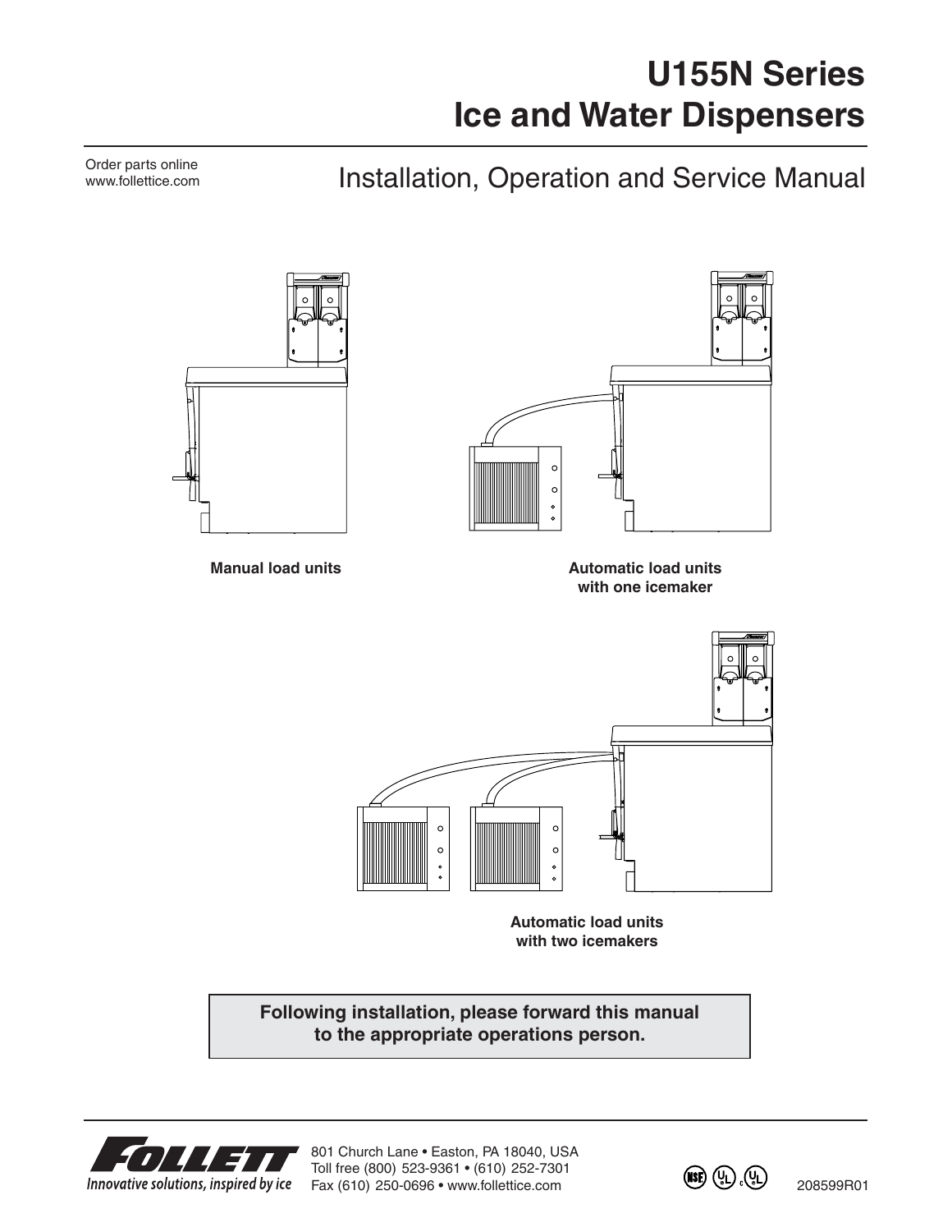# U155N Series Ice and Water Dispensers

Order parts online
www.follettice.com

## Installation, Operation and Service Manual

Manual load units

Automatic load units with one icemaker

Automatic load units with two icemakers

**Following installation, please forward this manual to the appropriate operations person.**

FOLLETT
Innovative solutions, inspired by ice

801 Church Lane • Easton, PA 18040, USA
Toll free (800) 523-9361 • (610) 252-7301
Fax (610) 250-0696 • www.follettice.com

208599R01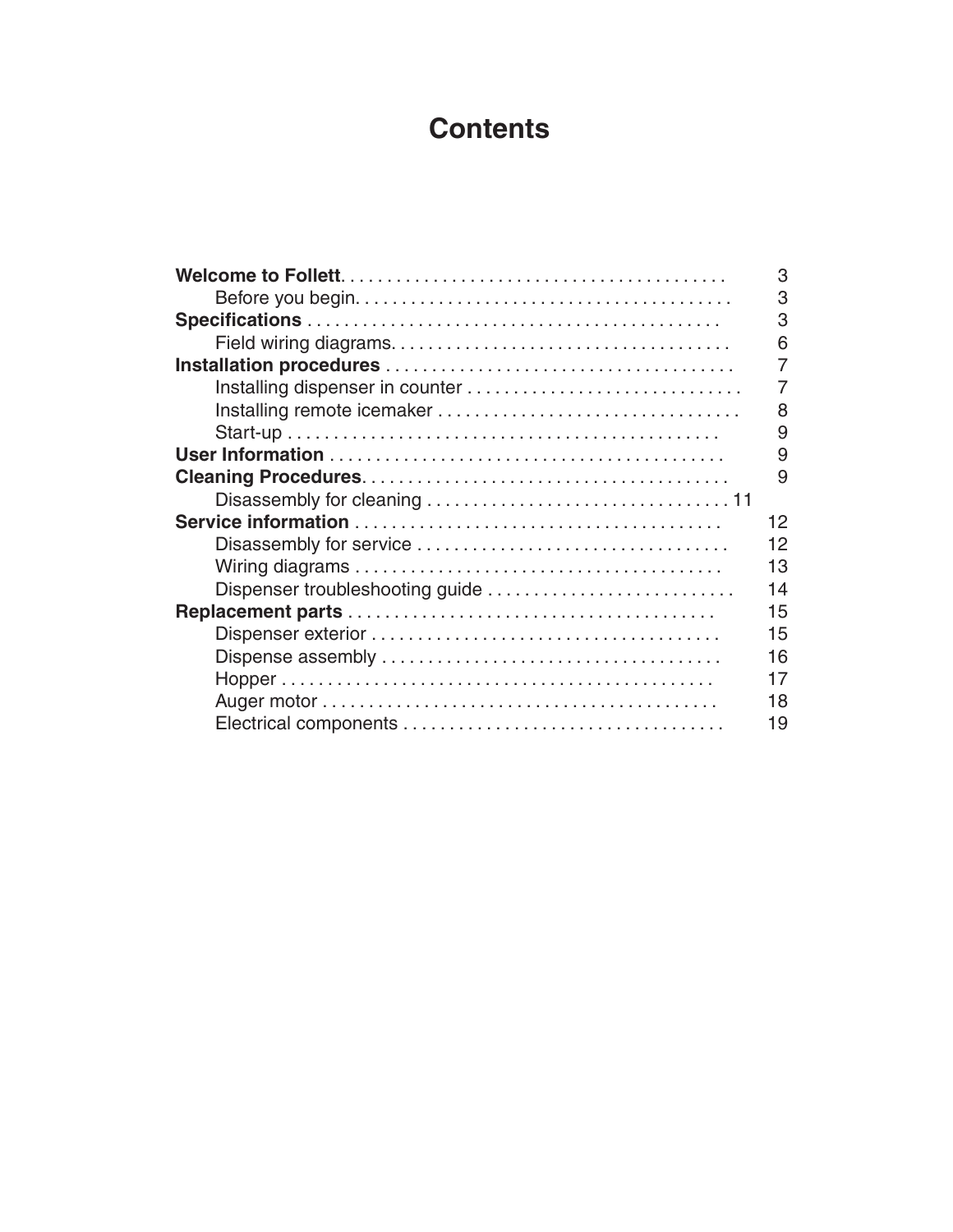# Contents

| | |
|---|---|
| **Welcome to Follett** | 3 |
| Before you begin | 3 |
| **Specifications** | 3 |
| Field wiring diagrams | 6 |
| **Installation procedures** | 7 |
| Installing dispenser in counter | 7 |
| Installing remote icemaker | 8 |
| Start-up | 9 |
| **User Information** | 9 |
| **Cleaning Procedures** | 9 |
| Disassembly for cleaning | 11 |
| **Service information** | 12 |
| Disassembly for service | 12 |
| Wiring diagrams | 13 |
| Dispenser troubleshooting guide | 14 |
| **Replacement parts** | 15 |
| Dispenser exterior | 15 |
| Dispense assembly | 16 |
| Hopper | 17 |
| Auger motor | 18 |
| Electrical components | 19 |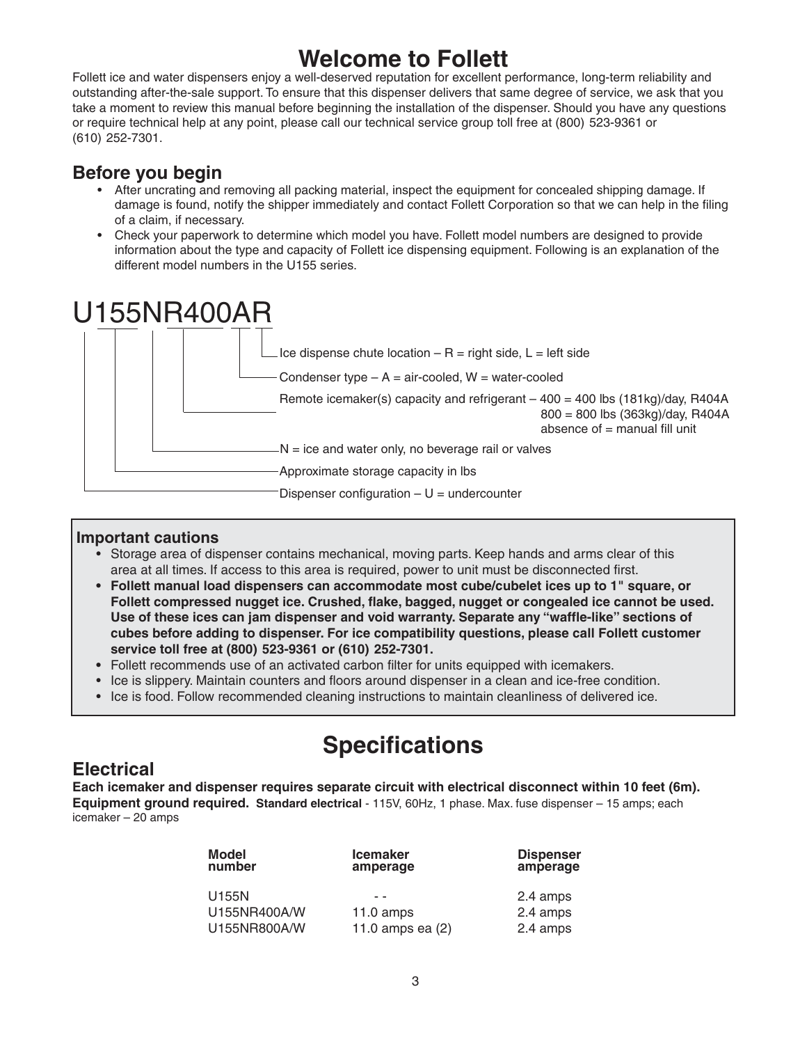# Welcome to Follett

Follett ice and water dispensers enjoy a well-deserved reputation for excellent performance, long-term reliability and outstanding after-the-sale support. To ensure that this dispenser delivers that same degree of service, we ask that you take a moment to review this manual before beginning the installation of the dispenser. Should you have any questions or require technical help at any point, please call our technical service group toll free at (800) 523-9361 or (610) 252-7301.

## Before you begin

- After uncrating and removing all packing material, inspect the equipment for concealed shipping damage. If damage is found, notify the shipper immediately and contact Follett Corporation so that we can help in the filing of a claim, if necessary.
- Check your paperwork to determine which model you have. Follett model numbers are designed to provide information about the type and capacity of Follett ice dispensing equipment. Following is an explanation of the different model numbers in the U155 series.

## U155NR400AR

- R – Ice dispense chute location – R = right side, L = left side
- A – Condenser type – A = air-cooled, W = water-cooled
- R400 – Remote icemaker(s) capacity and refrigerant – 400 = 400 lbs (181kg)/day, R404A; 800 = 800 lbs (363kg)/day, R404A; absence of = manual fill unit
- N – N = ice and water only, no beverage rail or valves
- 155 – Approximate storage capacity in lbs
- U – Dispenser configuration – U = undercounter

### Important cautions

- Storage area of dispenser contains mechanical, moving parts. Keep hands and arms clear of this area at all times. If access to this area is required, power to unit must be disconnected first.
- **Follett manual load dispensers can accommodate most cube/cubelet ices up to 1" square, or Follett compressed nugget ice. Crushed, flake, bagged, nugget or congealed ice cannot be used. Use of these ices can jam dispenser and void warranty. Separate any "waffle-like" sections of cubes before adding to dispenser. For ice compatibility questions, please call Follett customer service toll free at (800) 523-9361 or (610) 252-7301.**
- Follett recommends use of an activated carbon filter for units equipped with icemakers.
- Ice is slippery. Maintain counters and floors around dispenser in a clean and ice-free condition.
- Ice is food. Follow recommended cleaning instructions to maintain cleanliness of delivered ice.

# Specifications

## Electrical

**Each icemaker and dispenser requires separate circuit with electrical disconnect within 10 feet (6m). Equipment ground required.** **Standard electrical** - 115V, 60Hz, 1 phase. Max. fuse dispenser – 15 amps; each icemaker – 20 amps

| Model number | Icemaker amperage | Dispenser amperage |
|---|---|---|
| U155N | - - | 2.4 amps |
| U155NR400A/W | 11.0 amps | 2.4 amps |
| U155NR800A/W | 11.0 amps ea (2) | 2.4 amps |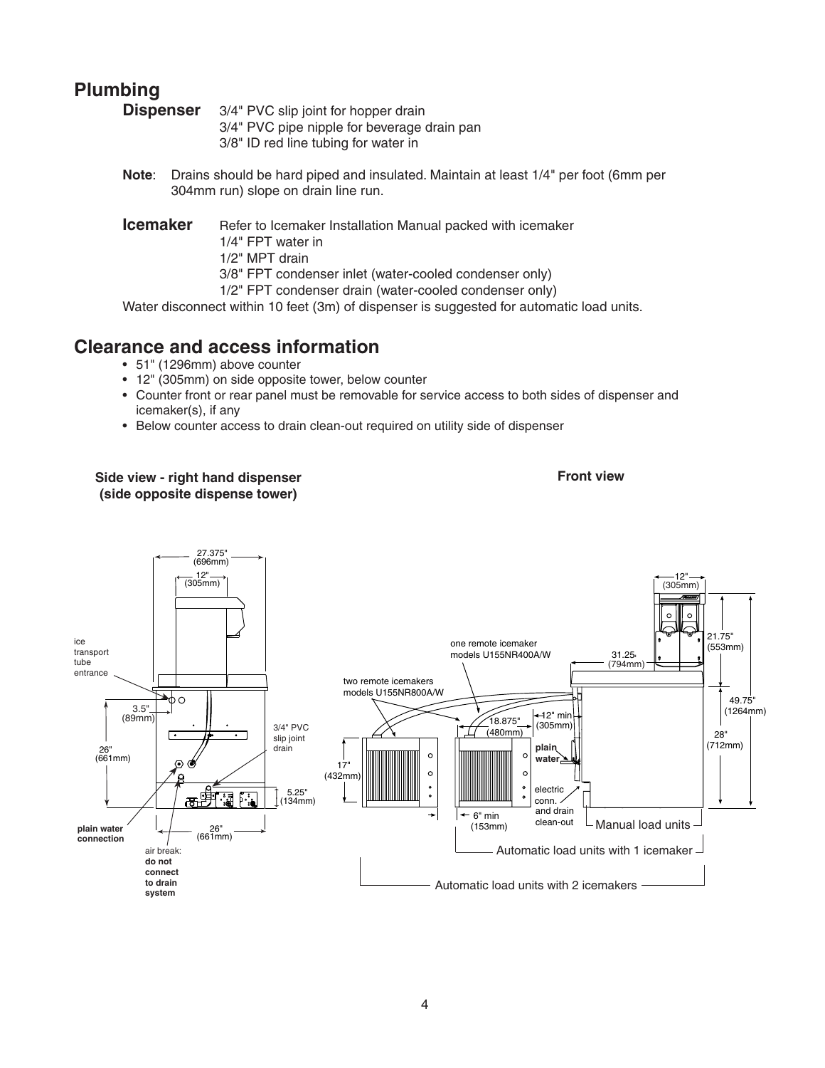## Plumbing

**Dispenser**
- 3/4" PVC slip joint for hopper drain
- 3/4" PVC pipe nipple for beverage drain pan
- 3/8" ID red line tubing for water in

**Note**: Drains should be hard piped and insulated. Maintain at least 1/4" per foot (6mm per 304mm run) slope on drain line run.

**Icemaker**
- Refer to Icemaker Installation Manual packed with icemaker
- 1/4" FPT water in
- 1/2" MPT drain
- 3/8" FPT condenser inlet (water-cooled condenser only)
- 1/2" FPT condenser drain (water-cooled condenser only)

Water disconnect within 10 feet (3m) of dispenser is suggested for automatic load units.

## Clearance and access information

- 51" (1296mm) above counter
- 12" (305mm) on side opposite tower, below counter
- Counter front or rear panel must be removable for service access to both sides of dispenser and icemaker(s), if any
- Below counter access to drain clean-out required on utility side of dispenser

**Side view - right hand dispenser (side opposite dispense tower)**

**Front view**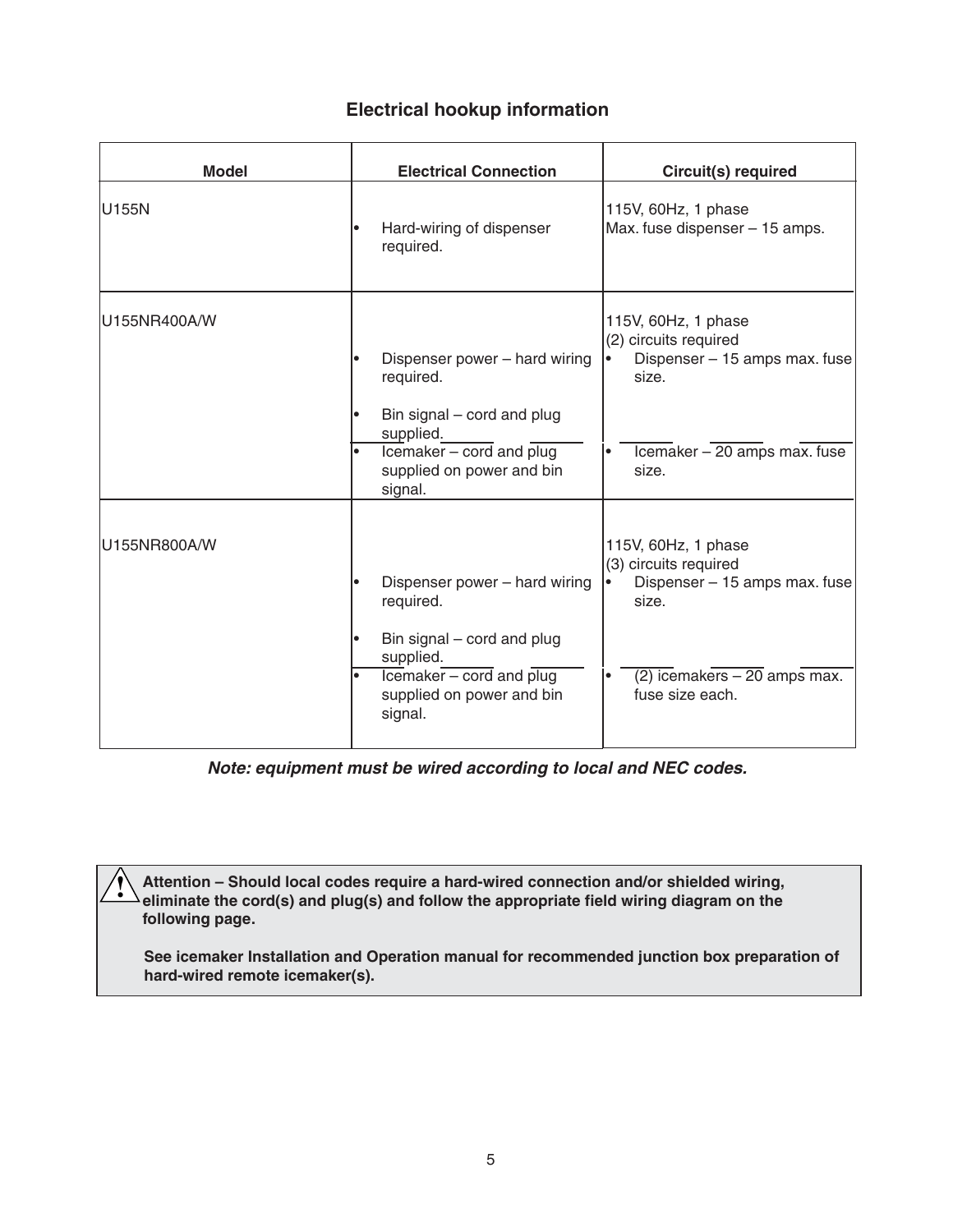## Electrical hookup information

| Model | Electrical Connection | Circuit(s) required |
|---|---|---|
| U155N | • Hard-wiring of dispenser required. | 115V, 60Hz, 1 phase<br>Max. fuse dispenser – 15 amps. |
| U155NR400A/W | • Dispenser power – hard wiring required.<br>• Bin signal – cord and plug supplied. | 115V, 60Hz, 1 phase<br>(2) circuits required<br>• Dispenser – 15 amps max. fuse size. |
| | • Icemaker – cord and plug supplied on power and bin signal. | • Icemaker – 20 amps max. fuse size. |
| U155NR800A/W | • Dispenser power – hard wiring required.<br>• Bin signal – cord and plug supplied. | 115V, 60Hz, 1 phase<br>(3) circuits required<br>• Dispenser – 15 amps max. fuse size. |
| | • Icemaker – cord and plug supplied on power and bin signal. | • (2) icemakers – 20 amps max. fuse size each. |

***Note: equipment must be wired according to local and NEC codes.***

> ⚠ **Attention – Should local codes require a hard-wired connection and/or shielded wiring, eliminate the cord(s) and plug(s) and follow the appropriate field wiring diagram on the following page.**
>
> **See icemaker Installation and Operation manual for recommended junction box preparation of hard-wired remote icemaker(s).**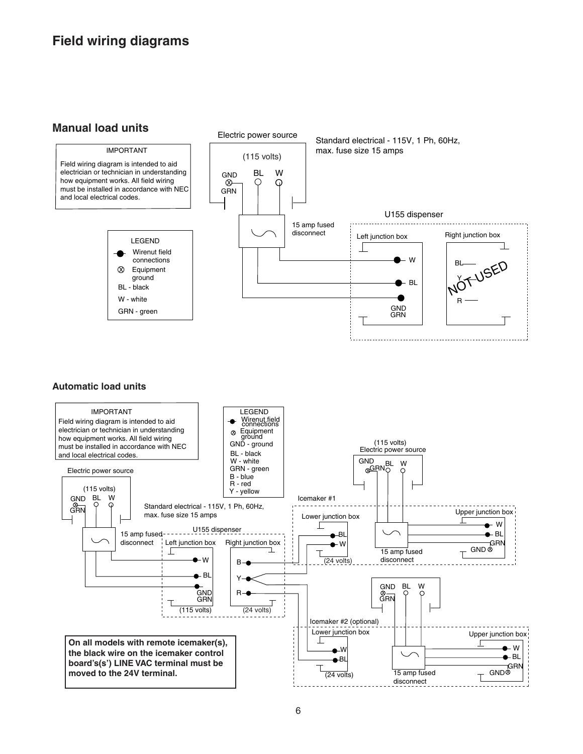# Field wiring diagrams

## Manual load units

> **IMPORTANT**
>
> Field wiring diagram is intended to aid electrician or technician in understanding how equipment works. All field wiring must be installed in accordance with NEC and local electrical codes.

**LEGEND**

- Wirenut field connections
- Equipment ground
- BL - black
- W - white
- GRN - green

Electric power source (115 volts): GND GRN, BL, W

Standard electrical - 115V, 1 Ph, 60Hz, max. fuse size 15 amps

15 amp fused disconnect

U155 dispenser

- Left junction box: W, BL, GND GRN
- Right junction box: BL, Y, R — NOT USED

## Automatic load units

> **IMPORTANT**
>
> Field wiring diagram is intended to aid electrician or technician in understanding how equipment works. All field wiring must be installed in accordance with NEC and local electrical codes.

**LEGEND**

- Wirenut field connections
- Equipment ground
- GND - ground
- BL - black
- W - white
- GRN - green
- B - blue
- R - red
- Y - yellow

Electric power source (115 volts): GND GRN, BL, W

Standard electrical - 115V, 1 Ph, 60Hz, max. fuse size 15 amps

15 amp fused disconnect

U155 dispenser

- Left junction box (115 volts): W, BL, GND GRN
- Right junction box (24 volts): B, Y, R

Icemaker #1

- Lower junction box (24 volts): BL, W
- Upper junction box: W, BL, GND GRN
- 15 amp fused disconnect
- Electric power source (115 volts): GND GRN, BL, W

Icemaker #2 (optional)

- Lower junction box (24 volts): W, BL
- Upper junction box: W, BL, GND GRN
- 15 amp fused disconnect
- Electric power source: GND GRN, BL, W

**On all models with remote icemaker(s), the black wire on the icemaker control board's(s') LINE VAC terminal must be moved to the 24V terminal.**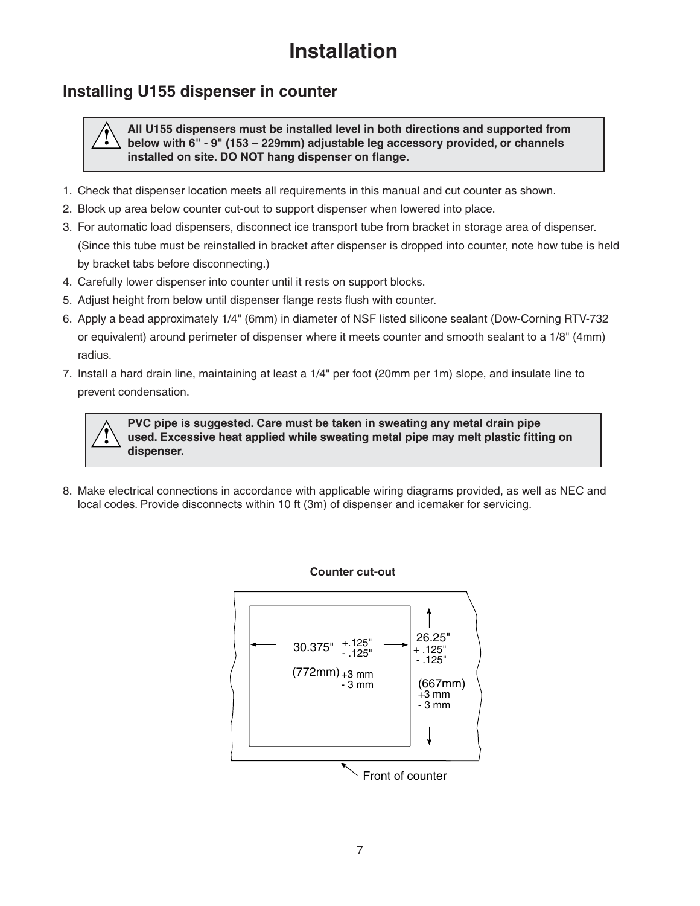# Installation

## Installing U155 dispenser in counter

> **All U155 dispensers must be installed level in both directions and supported from below with 6" - 9" (153 – 229mm) adjustable leg accessory provided, or channels installed on site. DO NOT hang dispenser on flange.**

1. Check that dispenser location meets all requirements in this manual and cut counter as shown.
2. Block up area below counter cut-out to support dispenser when lowered into place.
3. For automatic load dispensers, disconnect ice transport tube from bracket in storage area of dispenser. (Since this tube must be reinstalled in bracket after dispenser is dropped into counter, note how tube is held by bracket tabs before disconnecting.)
4. Carefully lower dispenser into counter until it rests on support blocks.
5. Adjust height from below until dispenser flange rests flush with counter.
6. Apply a bead approximately 1/4" (6mm) in diameter of NSF listed silicone sealant (Dow-Corning RTV-732 or equivalent) around perimeter of dispenser where it meets counter and smooth sealant to a 1/8" (4mm) radius.
7. Install a hard drain line, maintaining at least a 1/4" per foot (20mm per 1m) slope, and insulate line to prevent condensation.

> **PVC pipe is suggested. Care must be taken in sweating any metal drain pipe used. Excessive heat applied while sweating metal pipe may melt plastic fitting on dispenser.**

8. Make electrical connections in accordance with applicable wiring diagrams provided, as well as NEC and local codes. Provide disconnects within 10 ft (3m) of dispenser and icemaker for servicing.

**Counter cut-out**

Width: 30.375" +.125" / -.125" (772mm) +3 mm / -3 mm

Depth: 26.25" +.125" / -.125" (667mm) +3 mm / -3 mm

Front of counter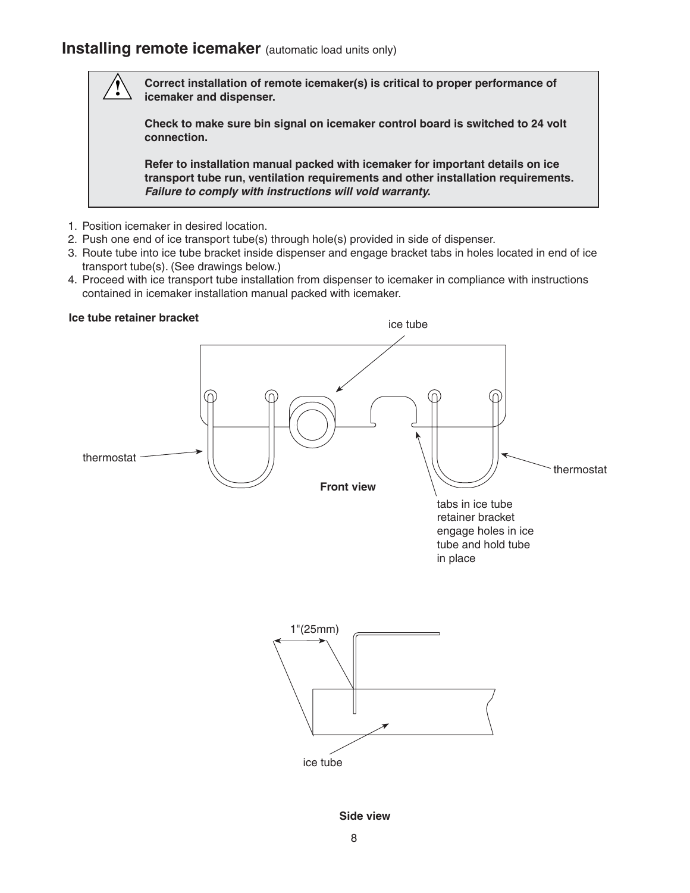## Installing remote icemaker (automatic load units only)

> **Correct installation of remote icemaker(s) is critical to proper performance of icemaker and dispenser.**
>
> **Check to make sure bin signal on icemaker control board is switched to 24 volt connection.**
>
> **Refer to installation manual packed with icemaker for important details on ice transport tube run, ventilation requirements and other installation requirements. *Failure to comply with instructions will void warranty.***

1. Position icemaker in desired location.
2. Push one end of ice transport tube(s) through hole(s) provided in side of dispenser.
3. Route tube into ice tube bracket inside dispenser and engage bracket tabs in holes located in end of ice transport tube(s). (See drawings below.)
4. Proceed with ice transport tube installation from dispenser to icemaker in compliance with instructions contained in icemaker installation manual packed with icemaker.

**Ice tube retainer bracket**

ice tube

thermostat

thermostat

**Front view**

tabs in ice tube retainer bracket engage holes in ice tube and hold tube in place

1"(25mm)

ice tube

**Side view**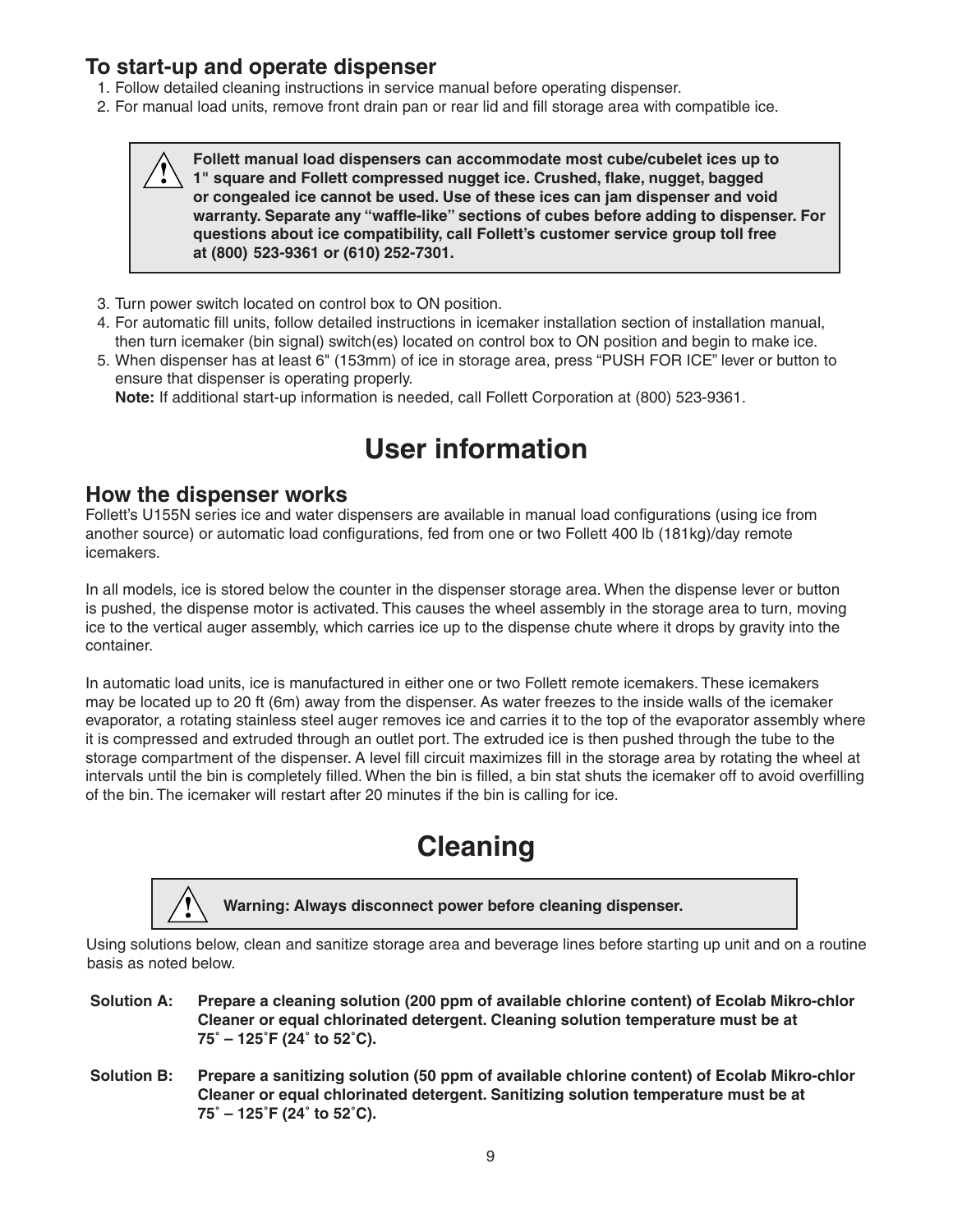### To start-up and operate dispenser

1. Follow detailed cleaning instructions in service manual before operating dispenser.
2. For manual load units, remove front drain pan or rear lid and fill storage area with compatible ice.

> ⚠ **Follett manual load dispensers can accommodate most cube/cubelet ices up to 1" square and Follett compressed nugget ice. Crushed, flake, nugget, bagged or congealed ice cannot be used. Use of these ices can jam dispenser and void warranty. Separate any "waffle-like" sections of cubes before adding to dispenser. For questions about ice compatibility, call Follett's customer service group toll free at (800) 523-9361 or (610) 252-7301.**

3. Turn power switch located on control box to ON position.
4. For automatic fill units, follow detailed instructions in icemaker installation section of installation manual, then turn icemaker (bin signal) switch(es) located on control box to ON position and begin to make ice.
5. When dispenser has at least 6" (153mm) of ice in storage area, press "PUSH FOR ICE" lever or button to ensure that dispenser is operating properly.
   **Note:** If additional start-up information is needed, call Follett Corporation at (800) 523-9361.

# User information

### How the dispenser works

Follett's U155N series ice and water dispensers are available in manual load configurations (using ice from another source) or automatic load configurations, fed from one or two Follett 400 lb (181kg)/day remote icemakers.

In all models, ice is stored below the counter in the dispenser storage area. When the dispense lever or button is pushed, the dispense motor is activated. This causes the wheel assembly in the storage area to turn, moving ice to the vertical auger assembly, which carries ice up to the dispense chute where it drops by gravity into the container.

In automatic load units, ice is manufactured in either one or two Follett remote icemakers. These icemakers may be located up to 20 ft (6m) away from the dispenser. As water freezes to the inside walls of the icemaker evaporator, a rotating stainless steel auger removes ice and carries it to the top of the evaporator assembly where it is compressed and extruded through an outlet port. The extruded ice is then pushed through the tube to the storage compartment of the dispenser. A level fill circuit maximizes fill in the storage area by rotating the wheel at intervals until the bin is completely filled. When the bin is filled, a bin stat shuts the icemaker off to avoid overfilling of the bin. The icemaker will restart after 20 minutes if the bin is calling for ice.

# Cleaning

> ⚠ **Warning: Always disconnect power before cleaning dispenser.**

Using solutions below, clean and sanitize storage area and beverage lines before starting up unit and on a routine basis as noted below.

**Solution A:** **Prepare a cleaning solution (200 ppm of available chlorine content) of Ecolab Mikro-chlor Cleaner or equal chlorinated detergent. Cleaning solution temperature must be at 75˚ – 125˚F (24˚ to 52˚C).**

**Solution B:** **Prepare a sanitizing solution (50 ppm of available chlorine content) of Ecolab Mikro-chlor Cleaner or equal chlorinated detergent. Sanitizing solution temperature must be at 75˚ – 125˚F (24˚ to 52˚C).**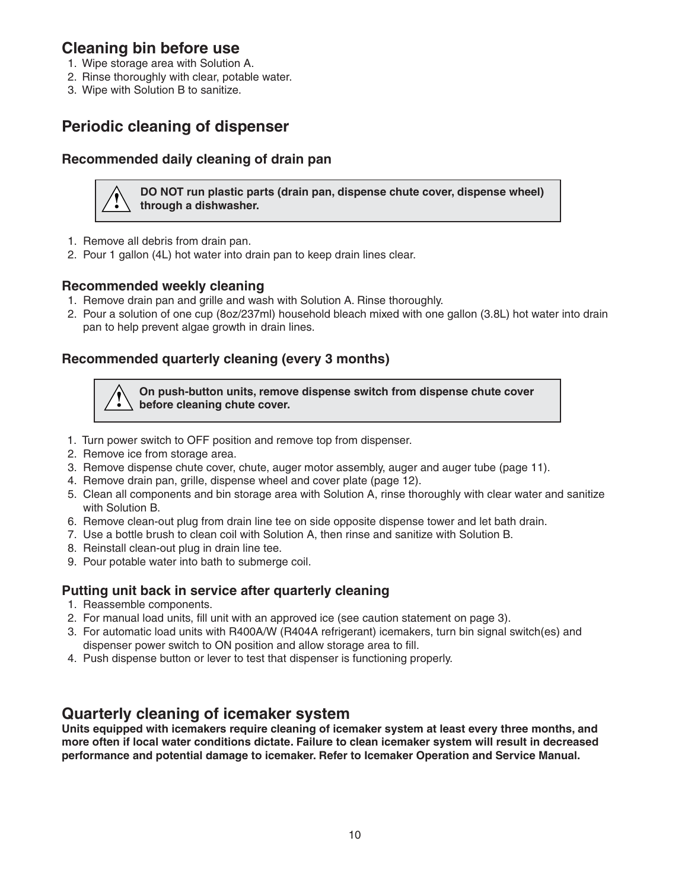## Cleaning bin before use

1. Wipe storage area with Solution A.
2. Rinse thoroughly with clear, potable water.
3. Wipe with Solution B to sanitize.

## Periodic cleaning of dispenser

### Recommended daily cleaning of drain pan

> ⚠ **DO NOT run plastic parts (drain pan, dispense chute cover, dispense wheel) through a dishwasher.**

1. Remove all debris from drain pan.
2. Pour 1 gallon (4L) hot water into drain pan to keep drain lines clear.

### Recommended weekly cleaning

1. Remove drain pan and grille and wash with Solution A. Rinse thoroughly.
2. Pour a solution of one cup (8oz/237ml) household bleach mixed with one gallon (3.8L) hot water into drain pan to help prevent algae growth in drain lines.

### Recommended quarterly cleaning (every 3 months)

> ⚠ **On push-button units, remove dispense switch from dispense chute cover before cleaning chute cover.**

1. Turn power switch to OFF position and remove top from dispenser.
2. Remove ice from storage area.
3. Remove dispense chute cover, chute, auger motor assembly, auger and auger tube (page 11).
4. Remove drain pan, grille, dispense wheel and cover plate (page 12).
5. Clean all components and bin storage area with Solution A, rinse thoroughly with clear water and sanitize with Solution B.
6. Remove clean-out plug from drain line tee on side opposite dispense tower and let bath drain.
7. Use a bottle brush to clean coil with Solution A, then rinse and sanitize with Solution B.
8. Reinstall clean-out plug in drain line tee.
9. Pour potable water into bath to submerge coil.

### Putting unit back in service after quarterly cleaning

1. Reassemble components.
2. For manual load units, fill unit with an approved ice (see caution statement on page 3).
3. For automatic load units with R400A/W (R404A refrigerant) icemakers, turn bin signal switch(es) and dispenser power switch to ON position and allow storage area to fill.
4. Push dispense button or lever to test that dispenser is functioning properly.

## Quarterly cleaning of icemaker system

**Units equipped with icemakers require cleaning of icemaker system at least every three months, and more often if local water conditions dictate. Failure to clean icemaker system will result in decreased performance and potential damage to icemaker. Refer to Icemaker Operation and Service Manual.**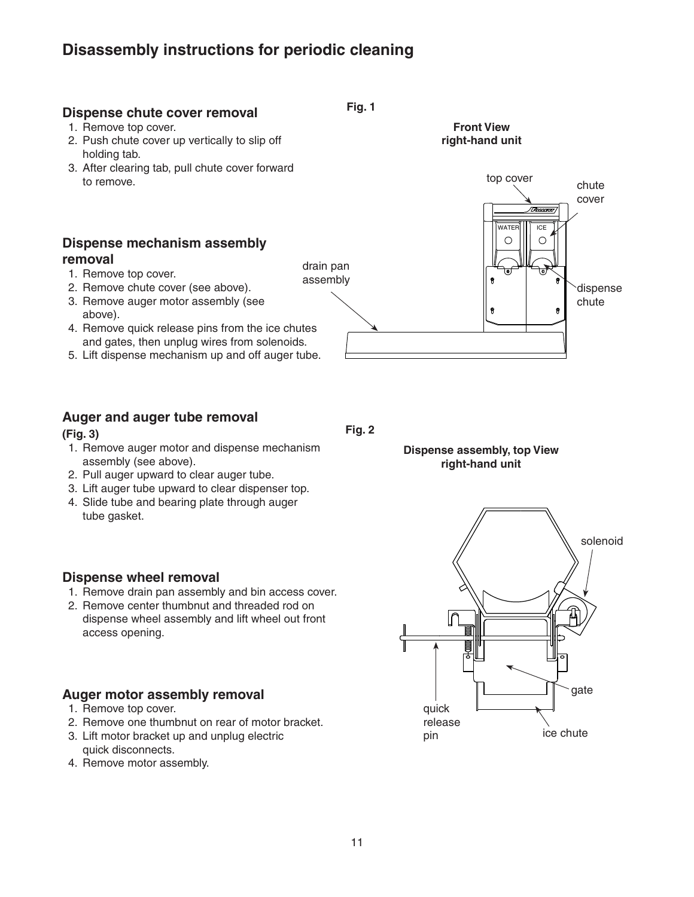# Disassembly instructions for periodic cleaning

## Dispense chute cover removal

1. Remove top cover.
2. Push chute cover up vertically to slip off holding tab.
3. After clearing tab, pull chute cover forward to remove.

## Dispense mechanism assembly removal

1. Remove top cover.
2. Remove chute cover (see above).
3. Remove auger motor assembly (see above).
4. Remove quick release pins from the ice chutes and gates, then unplug wires from solenoids.
5. Lift dispense mechanism up and off auger tube.

## Auger and auger tube removal

**(Fig. 3)**

1. Remove auger motor and dispense mechanism assembly (see above).
2. Pull auger upward to clear auger tube.
3. Lift auger tube upward to clear dispenser top.
4. Slide tube and bearing plate through auger tube gasket.

## Dispense wheel removal

1. Remove drain pan assembly and bin access cover.
2. Remove center thumbnut and threaded rod on dispense wheel assembly and lift wheel out front access opening.

## Auger motor assembly removal

1. Remove top cover.
2. Remove one thumbnut on rear of motor bracket.
3. Lift motor bracket up and unplug electric quick disconnects.
4. Remove motor assembly.

**Fig. 1**

**Front View right-hand unit**

top cover, chute cover, WATER, ICE, drain pan assembly, dispense chute

**Fig. 2**

**Dispense assembly, top View right-hand unit**

solenoid, gate, quick release pin, ice chute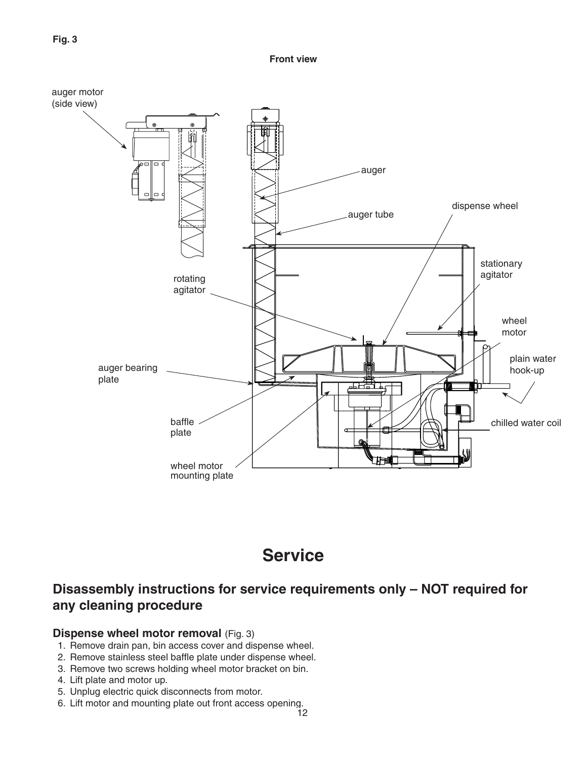**Fig. 3**

**Front view**

auger motor (side view)

auger

auger tube

dispense wheel

stationary agitator

rotating agitator

wheel motor

plain water hook-up

auger bearing plate

chilled water coil

baffle plate

wheel motor mounting plate

# Service

## Disassembly instructions for service requirements only – NOT required for any cleaning procedure

### Dispense wheel motor removal (Fig. 3)

1. Remove drain pan, bin access cover and dispense wheel.
2. Remove stainless steel baffle plate under dispense wheel.
3. Remove two screws holding wheel motor bracket on bin.
4. Lift plate and motor up.
5. Unplug electric quick disconnects from motor.
6. Lift motor and mounting plate out front access opening.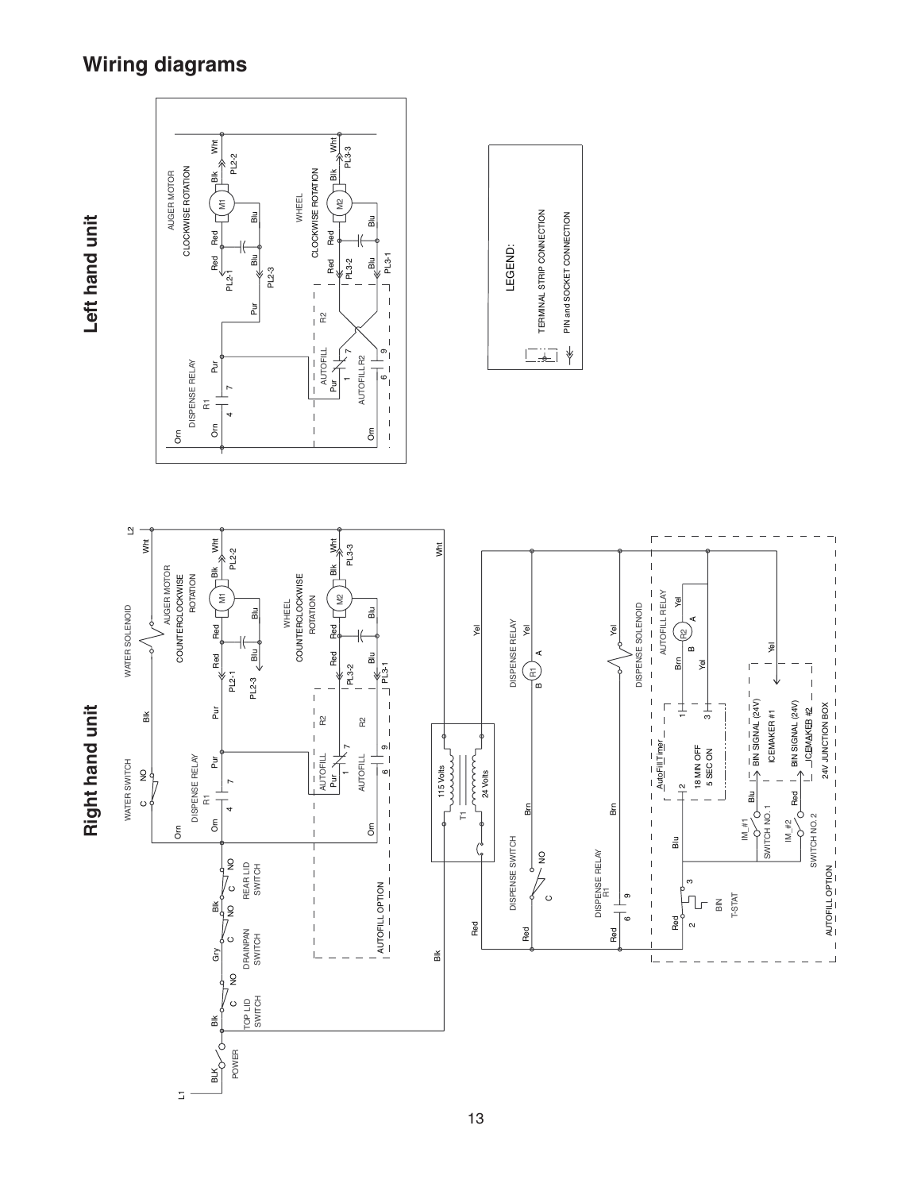# Wiring diagrams

## Right hand unit

L1 — POWER (BLK) — TOP LID SWITCH (C, NO) — Blk — DRAINPAN SWITCH (C, NO) — Gry — REAR LID SWITCH (C, NO) — Blk

WATER SWITCH (C, NO) — Blk — WATER SOLENOID — L2

DISPENSE RELAY R1 (4, 7) — Orn — Pur

AUGER MOTOR COUNTERCLOCKWISE ROTATION — M1 — Red, Blk, Blu, Wht — PL2-1, PL2-2, PL2-3

WHEEL COUNTERCLOCKWISE ROTATION — M2 — Red, Blk, Blu, Wht — PL3-1, PL3-2, PL3-3

AUTOFILL R2 (1, 7) — Pur

AUTOFILL R2 (6, 9) — Orn

AUTOFILL OPTION

T1 — 115 Volts / 24 Volts

DISPENSE SWITCH (C, NO) — Red — Brn

DISPENSE RELAY R1 (A, B) — Yel

DISPENSE RELAY R1 (6, 9) — Red — Brn

DISPENSE SOLENOID — Yel

AUTOFILL RELAY R2 (A, B) — Brn — Yel

AutoFill Timer (1, 2, 3) — 18 MIN OFF, 5 SEC ON

BIN T-STAT (2, 3) — Red — Blu

IM_#1 SWITCH NO. 1 — Blu — BIN SIGNAL (24V) ICEMAKER #1

IM_#2 SWITCH NO. 2 — Red — BIN SIGNAL (24V) ICEMAKER #2

24V JUNCTION BOX

AUTOFILL OPTION

## Left hand unit

DISPENSE RELAY R1 (4, 7) — Orn — Pur

AUGER MOTOR CLOCKWISE ROTATION — M1 — Red, Blk, Blu, Wht — PL2-1, PL2-2, PL2-3

WHEEL CLOCKWISE ROTATION — M2 — Red, Blk, Blu, Wht — PL3-1, PL3-2, PL3-3

AUTOFILL R2 (1, 7) — Pur

AUTOFILL R2 (6, 9) — Orn

LEGEND:

- TERMINAL STRIP CONNECTION
- PIN and SOCKET CONNECTION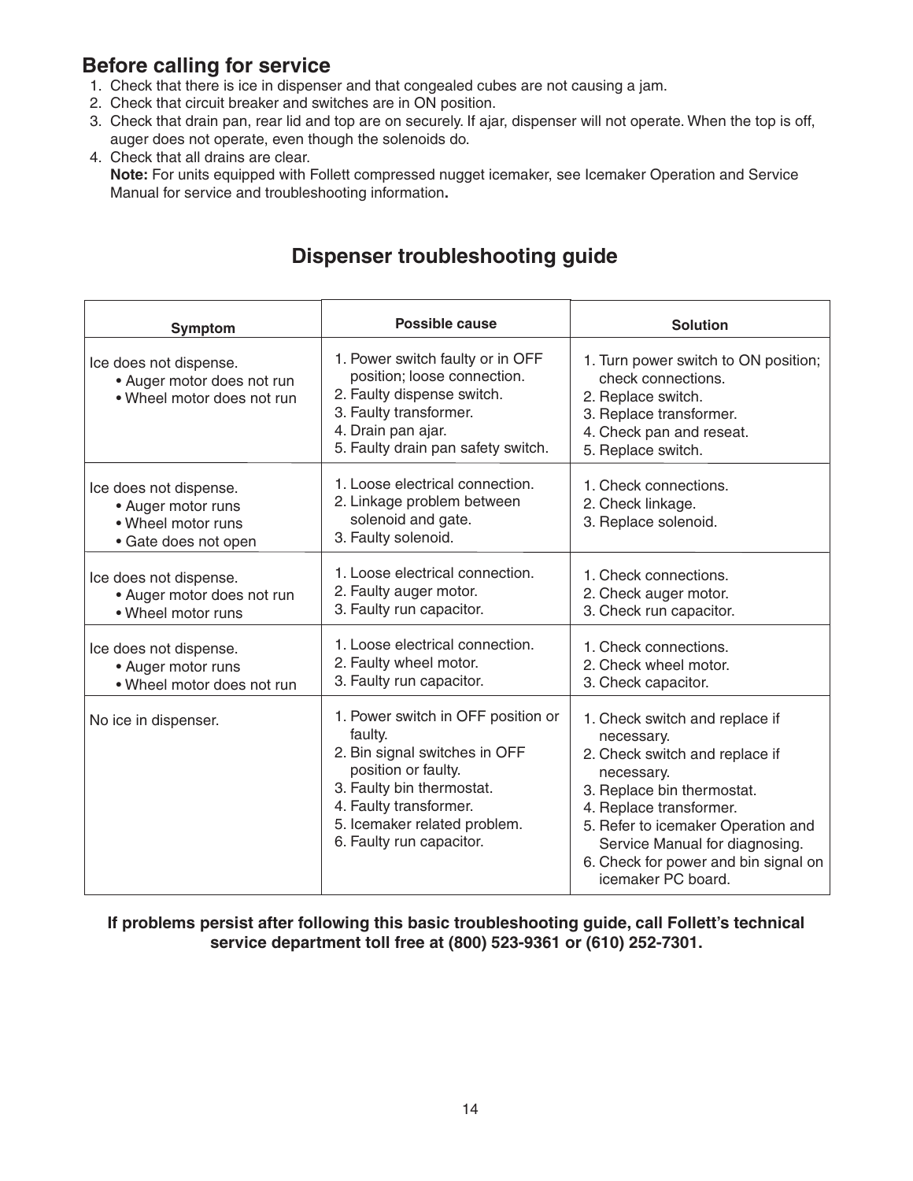## Before calling for service

1. Check that there is ice in dispenser and that congealed cubes are not causing a jam.
2. Check that circuit breaker and switches are in ON position.
3. Check that drain pan, rear lid and top are on securely. If ajar, dispenser will not operate. When the top is off, auger does not operate, even though the solenoids do.
4. Check that all drains are clear.
   **Note:** For units equipped with Follett compressed nugget icemaker, see Icemaker Operation and Service Manual for service and troubleshooting information**.**

## Dispenser troubleshooting guide

| Symptom | Possible cause | Solution |
|---|---|---|
| Ice does not dispense.<br>• Auger motor does not run<br>• Wheel motor does not run | 1. Power switch faulty or in OFF position; loose connection.<br>2. Faulty dispense switch.<br>3. Faulty transformer.<br>4. Drain pan ajar.<br>5. Faulty drain pan safety switch. | 1. Turn power switch to ON position; check connections.<br>2. Replace switch.<br>3. Replace transformer.<br>4. Check pan and reseat.<br>5. Replace switch. |
| Ice does not dispense.<br>• Auger motor runs<br>• Wheel motor runs<br>• Gate does not open | 1. Loose electrical connection.<br>2. Linkage problem between solenoid and gate.<br>3. Faulty solenoid. | 1. Check connections.<br>2. Check linkage.<br>3. Replace solenoid. |
| Ice does not dispense.<br>• Auger motor does not run<br>• Wheel motor runs | 1. Loose electrical connection.<br>2. Faulty auger motor.<br>3. Faulty run capacitor. | 1. Check connections.<br>2. Check auger motor.<br>3. Check run capacitor. |
| Ice does not dispense.<br>• Auger motor runs<br>• Wheel motor does not run | 1. Loose electrical connection.<br>2. Faulty wheel motor.<br>3. Faulty run capacitor. | 1. Check connections.<br>2. Check wheel motor.<br>3. Check capacitor. |
| No ice in dispenser. | 1. Power switch in OFF position or faulty.<br>2. Bin signal switches in OFF position or faulty.<br>3. Faulty bin thermostat.<br>4. Faulty transformer.<br>5. Icemaker related problem.<br>6. Faulty run capacitor. | 1. Check switch and replace if necessary.<br>2. Check switch and replace if necessary.<br>3. Replace bin thermostat.<br>4. Replace transformer.<br>5. Refer to icemaker Operation and Service Manual for diagnosing.<br>6. Check for power and bin signal on icemaker PC board. |

**If problems persist after following this basic troubleshooting guide, call Follett's technical service department toll free at (800) 523-9361 or (610) 252-7301.**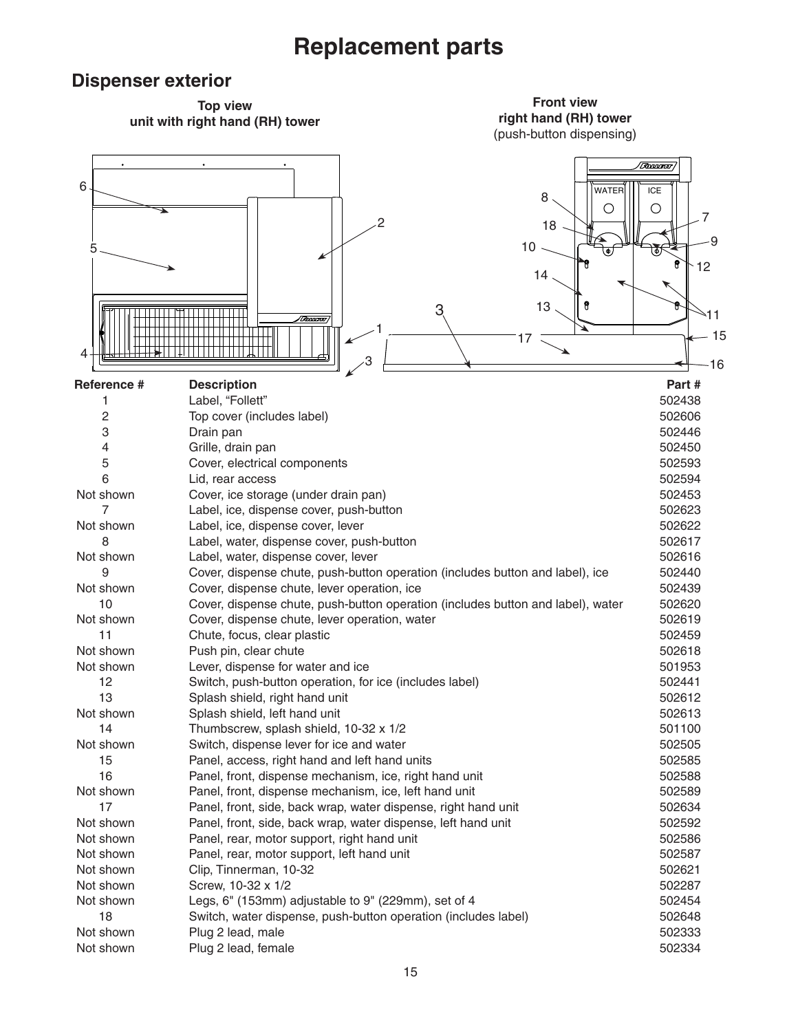# Replacement parts

## Dispenser exterior

**Top view**
**unit with right hand (RH) tower**

**Front view**
**right hand (RH) tower**
(push-button dispensing)

| Reference # | Description | Part # |
|---|---|---|
| 1 | Label, "Follett" | 502438 |
| 2 | Top cover (includes label) | 502606 |
| 3 | Drain pan | 502446 |
| 4 | Grille, drain pan | 502450 |
| 5 | Cover, electrical components | 502593 |
| 6 | Lid, rear access | 502594 |
| Not shown | Cover, ice storage (under drain pan) | 502453 |
| 7 | Label, ice, dispense cover, push-button | 502623 |
| Not shown | Label, ice, dispense cover, lever | 502622 |
| 8 | Label, water, dispense cover, push-button | 502617 |
| Not shown | Label, water, dispense cover, lever | 502616 |
| 9 | Cover, dispense chute, push-button operation (includes button and label), ice | 502440 |
| Not shown | Cover, dispense chute, lever operation, ice | 502439 |
| 10 | Cover, dispense chute, push-button operation (includes button and label), water | 502620 |
| Not shown | Cover, dispense chute, lever operation, water | 502619 |
| 11 | Chute, focus, clear plastic | 502459 |
| Not shown | Push pin, clear chute | 502618 |
| Not shown | Lever, dispense for water and ice | 501953 |
| 12 | Switch, push-button operation, for ice (includes label) | 502441 |
| 13 | Splash shield, right hand unit | 502612 |
| Not shown | Splash shield, left hand unit | 502613 |
| 14 | Thumbscrew, splash shield, 10-32 x 1/2 | 501100 |
| Not shown | Switch, dispense lever for ice and water | 502505 |
| 15 | Panel, access, right hand and left hand units | 502585 |
| 16 | Panel, front, dispense mechanism, ice, right hand unit | 502588 |
| Not shown | Panel, front, dispense mechanism, ice, left hand unit | 502589 |
| 17 | Panel, front, side, back wrap, water dispense, right hand unit | 502634 |
| Not shown | Panel, front, side, back wrap, water dispense, left hand unit | 502592 |
| Not shown | Panel, rear, motor support, right hand unit | 502586 |
| Not shown | Panel, rear, motor support, left hand unit | 502587 |
| Not shown | Clip, Tinnerman, 10-32 | 502621 |
| Not shown | Screw, 10-32 x 1/2 | 502287 |
| Not shown | Legs, 6" (153mm) adjustable to 9" (229mm), set of 4 | 502454 |
| 18 | Switch, water dispense, push-button operation (includes label) | 502648 |
| Not shown | Plug 2 lead, male | 502333 |
| Not shown | Plug 2 lead, female | 502334 |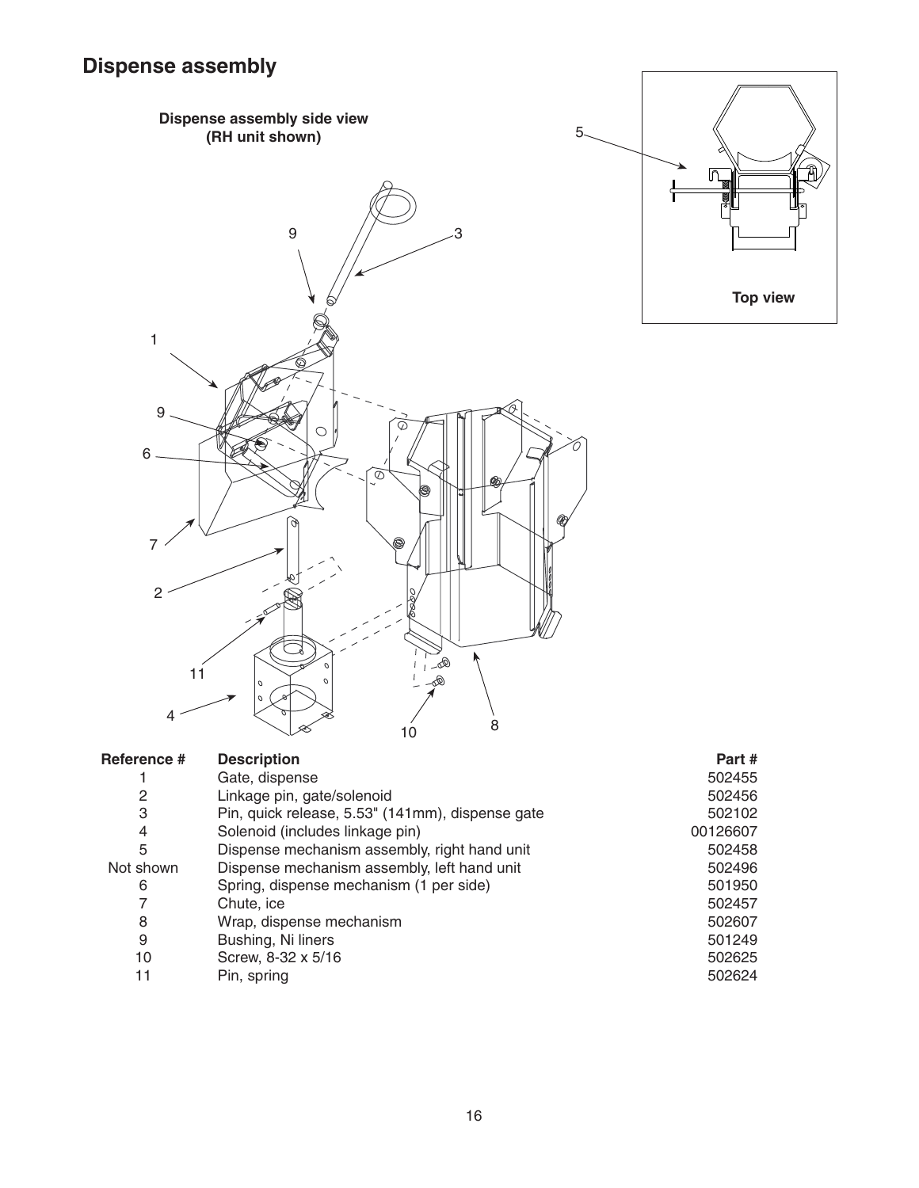## Dispense assembly

**Dispense assembly side view**
**(RH unit shown)**

**Top view**

| Reference # | Description | Part # |
|---|---|---|
| 1 | Gate, dispense | 502455 |
| 2 | Linkage pin, gate/solenoid | 502456 |
| 3 | Pin, quick release, 5.53" (141mm), dispense gate | 502102 |
| 4 | Solenoid (includes linkage pin) | 00126607 |
| 5 | Dispense mechanism assembly, right hand unit | 502458 |
| Not shown | Dispense mechanism assembly, left hand unit | 502496 |
| 6 | Spring, dispense mechanism (1 per side) | 501950 |
| 7 | Chute, ice | 502457 |
| 8 | Wrap, dispense mechanism | 502607 |
| 9 | Bushing, Ni liners | 501249 |
| 10 | Screw, 8-32 x 5/16 | 502625 |
| 11 | Pin, spring | 502624 |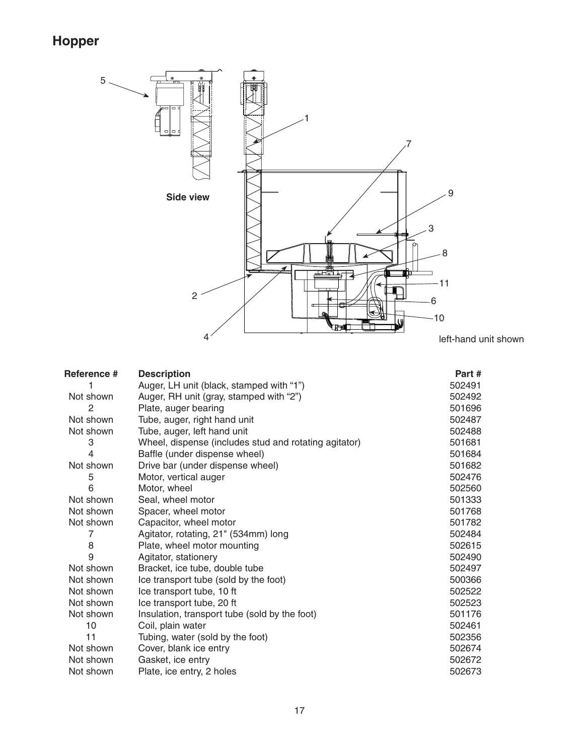# Hopper

Side view

left-hand unit shown

| Reference # | Description | Part # |
|---|---|---|
| 1 | Auger, LH unit (black, stamped with “1”) | 502491 |
| Not shown | Auger, RH unit (gray, stamped with “2”) | 502492 |
| 2 | Plate, auger bearing | 501696 |
| Not shown | Tube, auger, right hand unit | 502487 |
| Not shown | Tube, auger, left hand unit | 502488 |
| 3 | Wheel, dispense (includes stud and rotating agitator) | 501681 |
| 4 | Baffle (under dispense wheel) | 501684 |
| Not shown | Drive bar (under dispense wheel) | 501682 |
| 5 | Motor, vertical auger | 502476 |
| 6 | Motor, wheel | 502560 |
| Not shown | Seal, wheel motor | 501333 |
| Not shown | Spacer, wheel motor | 501768 |
| Not shown | Capacitor, wheel motor | 501782 |
| 7 | Agitator, rotating, 21" (534mm) long | 502484 |
| 8 | Plate, wheel motor mounting | 502615 |
| 9 | Agitator, stationery | 502490 |
| Not shown | Bracket, ice tube, double tube | 502497 |
| Not shown | Ice transport tube (sold by the foot) | 500366 |
| Not shown | Ice transport tube, 10 ft | 502522 |
| Not shown | Ice transport tube, 20 ft | 502523 |
| Not shown | Insulation, transport tube (sold by the foot) | 501176 |
| 10 | Coil, plain water | 502461 |
| 11 | Tubing, water (sold by the foot) | 502356 |
| Not shown | Cover, blank ice entry | 502674 |
| Not shown | Gasket, ice entry | 502672 |
| Not shown | Plate, ice entry, 2 holes | 502673 |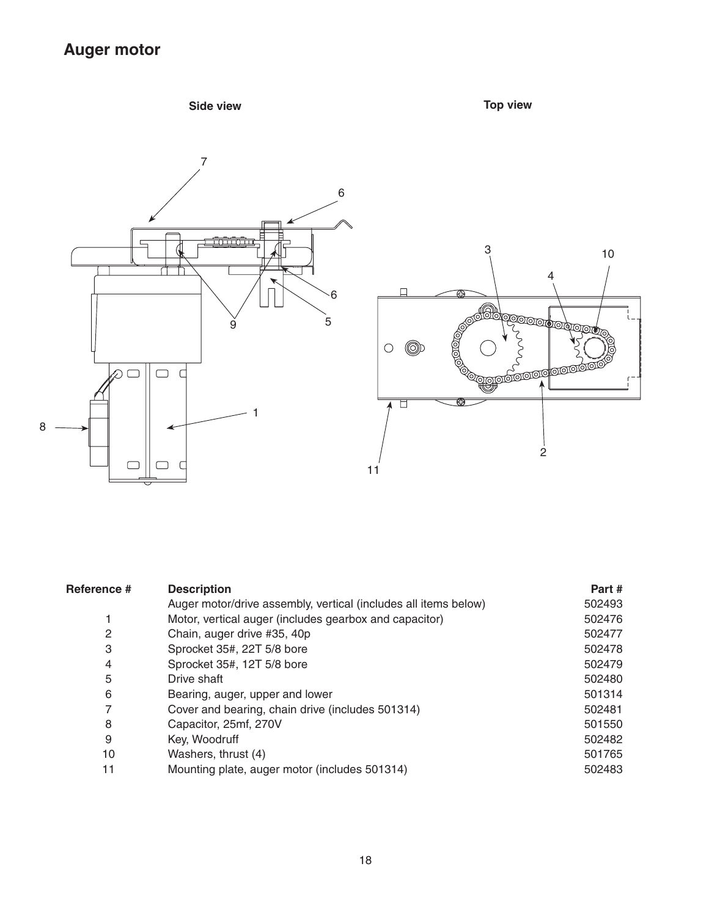## Auger motor

| Reference # | Description | Part # |
|---|---|---|
| | Auger motor/drive assembly, vertical (includes all items below) | 502493 |
| 1 | Motor, vertical auger (includes gearbox and capacitor) | 502476 |
| 2 | Chain, auger drive #35, 40p | 502477 |
| 3 | Sprocket 35#, 22T 5/8 bore | 502478 |
| 4 | Sprocket 35#, 12T 5/8 bore | 502479 |
| 5 | Drive shaft | 502480 |
| 6 | Bearing, auger, upper and lower | 501314 |
| 7 | Cover and bearing, chain drive (includes 501314) | 502481 |
| 8 | Capacitor, 25mf, 270V | 501550 |
| 9 | Key, Woodruff | 502482 |
| 10 | Washers, thrust (4) | 501765 |
| 11 | Mounting plate, auger motor (includes 501314) | 502483 |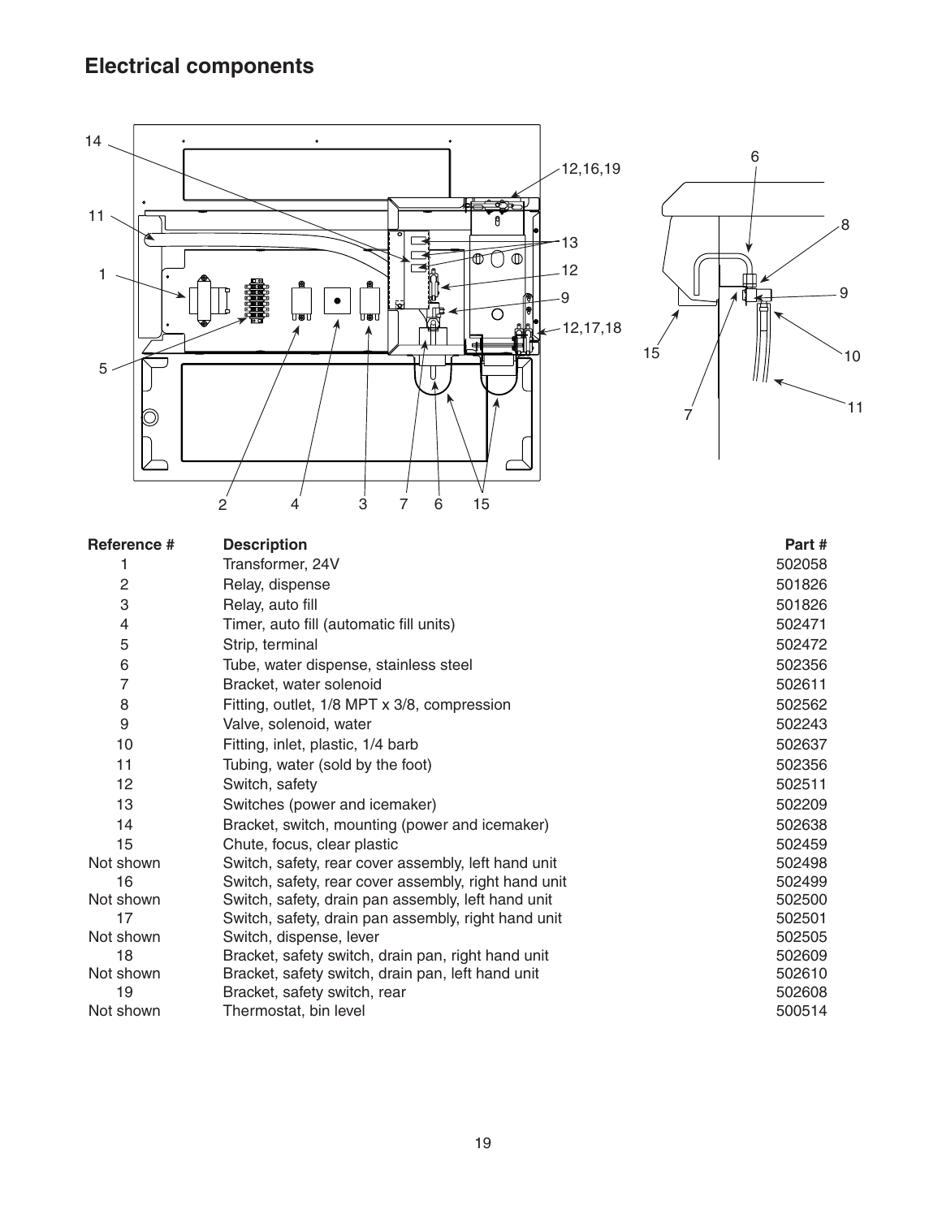## Electrical components

| Reference # | Description | Part # |
|---|---|---|
| 1 | Transformer, 24V | 502058 |
| 2 | Relay, dispense | 501826 |
| 3 | Relay, auto fill | 501826 |
| 4 | Timer, auto fill (automatic fill units) | 502471 |
| 5 | Strip, terminal | 502472 |
| 6 | Tube, water dispense, stainless steel | 502356 |
| 7 | Bracket, water solenoid | 502611 |
| 8 | Fitting, outlet, 1/8 MPT x 3/8, compression | 502562 |
| 9 | Valve, solenoid, water | 502243 |
| 10 | Fitting, inlet, plastic, 1/4 barb | 502637 |
| 11 | Tubing, water (sold by the foot) | 502356 |
| 12 | Switch, safety | 502511 |
| 13 | Switches (power and icemaker) | 502209 |
| 14 | Bracket, switch, mounting (power and icemaker) | 502638 |
| 15 | Chute, focus, clear plastic | 502459 |
| Not shown | Switch, safety, rear cover assembly, left hand unit | 502498 |
| 16 | Switch, safety, rear cover assembly, right hand unit | 502499 |
| Not shown | Switch, safety, drain pan assembly, left hand unit | 502500 |
| 17 | Switch, safety, drain pan assembly, right hand unit | 502501 |
| Not shown | Switch, dispense, lever | 502505 |
| 18 | Bracket, safety switch, drain pan, right hand unit | 502609 |
| Not shown | Bracket, safety switch, drain pan, left hand unit | 502610 |
| 19 | Bracket, safety switch, rear | 502608 |
| Not shown | Thermostat, bin level | 500514 |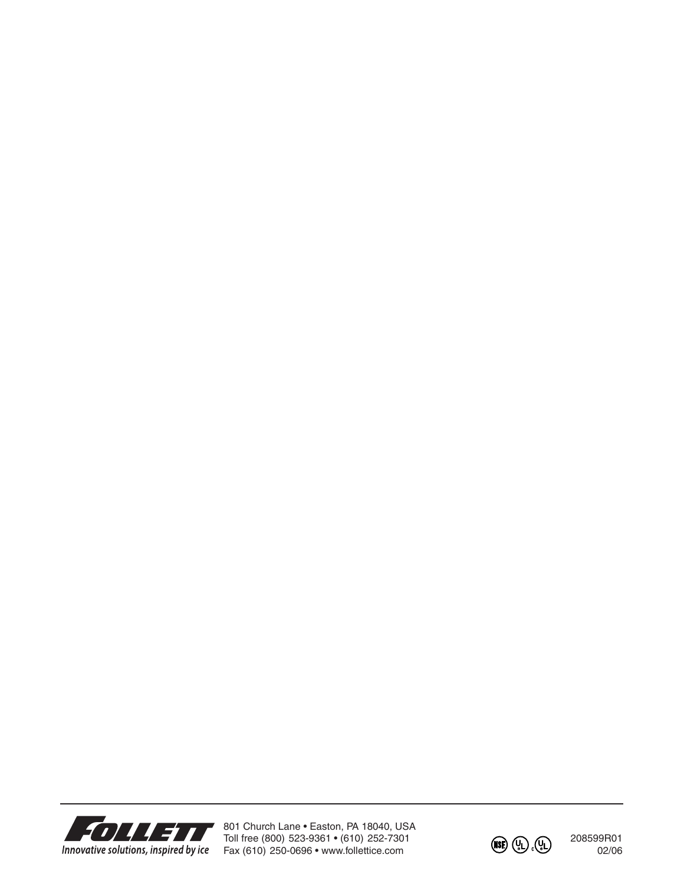FOLLETT

Innovative solutions, inspired by ice

801 Church Lane • Easton, PA 18040, USA
Toll free (800) 523-9361 • (610) 252-7301
Fax (610) 250-0696 • www.follettice.com

208599R01
02/06